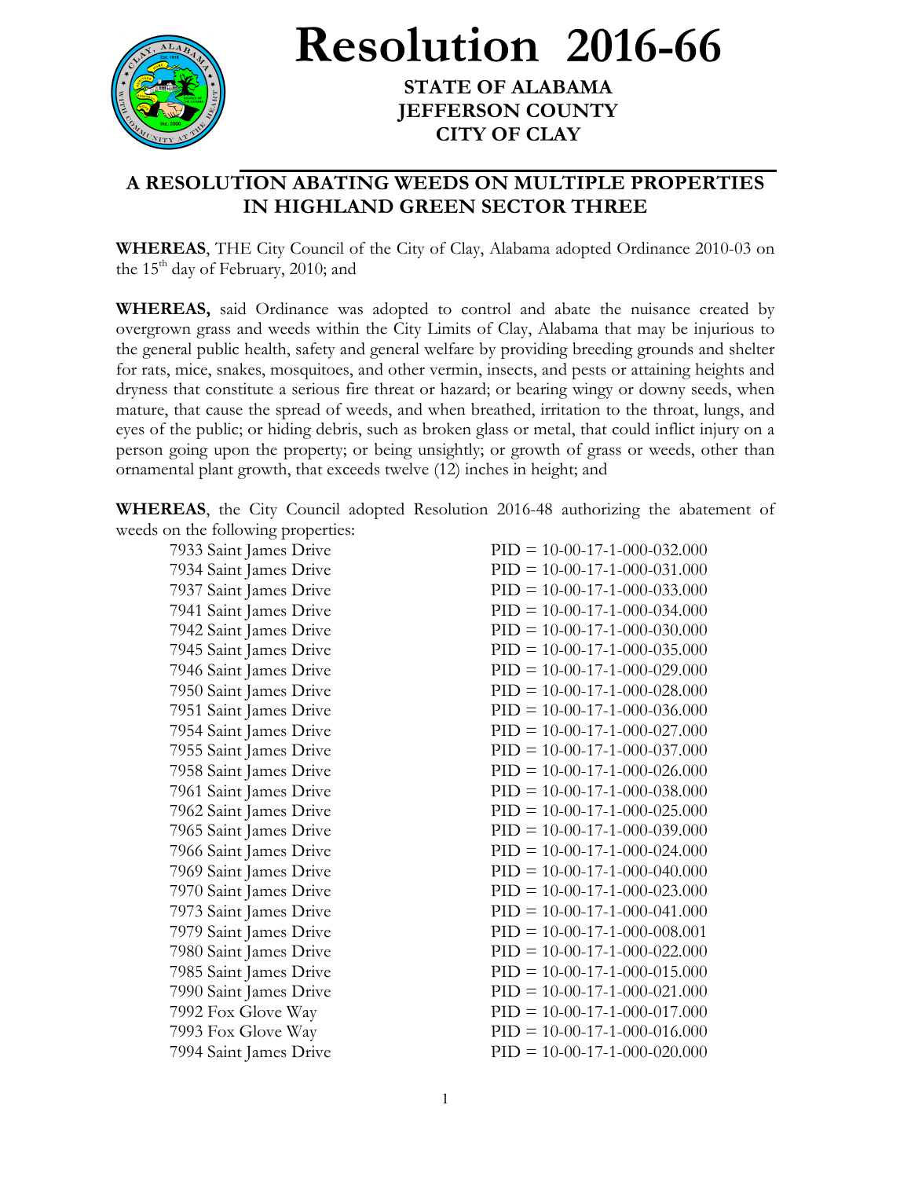# Resolution 2016-66

**STATE OF ALABAMA**
**JEFFERSON COUNTY**
**CITY OF CLAY**

## A RESOLUTION ABATING WEEDS ON MULTIPLE PROPERTIES IN HIGHLAND GREEN SECTOR THREE

**WHEREAS**, THE City Council of the City of Clay, Alabama adopted Ordinance 2010-03 on the 15th day of February, 2010; and

**WHEREAS,** said Ordinance was adopted to control and abate the nuisance created by overgrown grass and weeds within the City Limits of Clay, Alabama that may be injurious to the general public health, safety and general welfare by providing breeding grounds and shelter for rats, mice, snakes, mosquitoes, and other vermin, insects, and pests or attaining heights and dryness that constitute a serious fire threat or hazard; or bearing wingy or downy seeds, when mature, that cause the spread of weeds, and when breathed, irritation to the throat, lungs, and eyes of the public; or hiding debris, such as broken glass or metal, that could inflict injury on a person going upon the property; or being unsightly; or growth of grass or weeds, other than ornamental plant growth, that exceeds twelve (12) inches in height; and

**WHEREAS**, the City Council adopted Resolution 2016-48 authorizing the abatement of weeds on the following properties:

| | |
|---|---|
| 7933 Saint James Drive | PID = 10-00-17-1-000-032.000 |
| 7934 Saint James Drive | PID = 10-00-17-1-000-031.000 |
| 7937 Saint James Drive | PID = 10-00-17-1-000-033.000 |
| 7941 Saint James Drive | PID = 10-00-17-1-000-034.000 |
| 7942 Saint James Drive | PID = 10-00-17-1-000-030.000 |
| 7945 Saint James Drive | PID = 10-00-17-1-000-035.000 |
| 7946 Saint James Drive | PID = 10-00-17-1-000-029.000 |
| 7950 Saint James Drive | PID = 10-00-17-1-000-028.000 |
| 7951 Saint James Drive | PID = 10-00-17-1-000-036.000 |
| 7954 Saint James Drive | PID = 10-00-17-1-000-027.000 |
| 7955 Saint James Drive | PID = 10-00-17-1-000-037.000 |
| 7958 Saint James Drive | PID = 10-00-17-1-000-026.000 |
| 7961 Saint James Drive | PID = 10-00-17-1-000-038.000 |
| 7962 Saint James Drive | PID = 10-00-17-1-000-025.000 |
| 7965 Saint James Drive | PID = 10-00-17-1-000-039.000 |
| 7966 Saint James Drive | PID = 10-00-17-1-000-024.000 |
| 7969 Saint James Drive | PID = 10-00-17-1-000-040.000 |
| 7970 Saint James Drive | PID = 10-00-17-1-000-023.000 |
| 7973 Saint James Drive | PID = 10-00-17-1-000-041.000 |
| 7979 Saint James Drive | PID = 10-00-17-1-000-008.001 |
| 7980 Saint James Drive | PID = 10-00-17-1-000-022.000 |
| 7985 Saint James Drive | PID = 10-00-17-1-000-015.000 |
| 7990 Saint James Drive | PID = 10-00-17-1-000-021.000 |
| 7992 Fox Glove Way | PID = 10-00-17-1-000-017.000 |
| 7993 Fox Glove Way | PID = 10-00-17-1-000-016.000 |
| 7994 Saint James Drive | PID = 10-00-17-1-000-020.000 |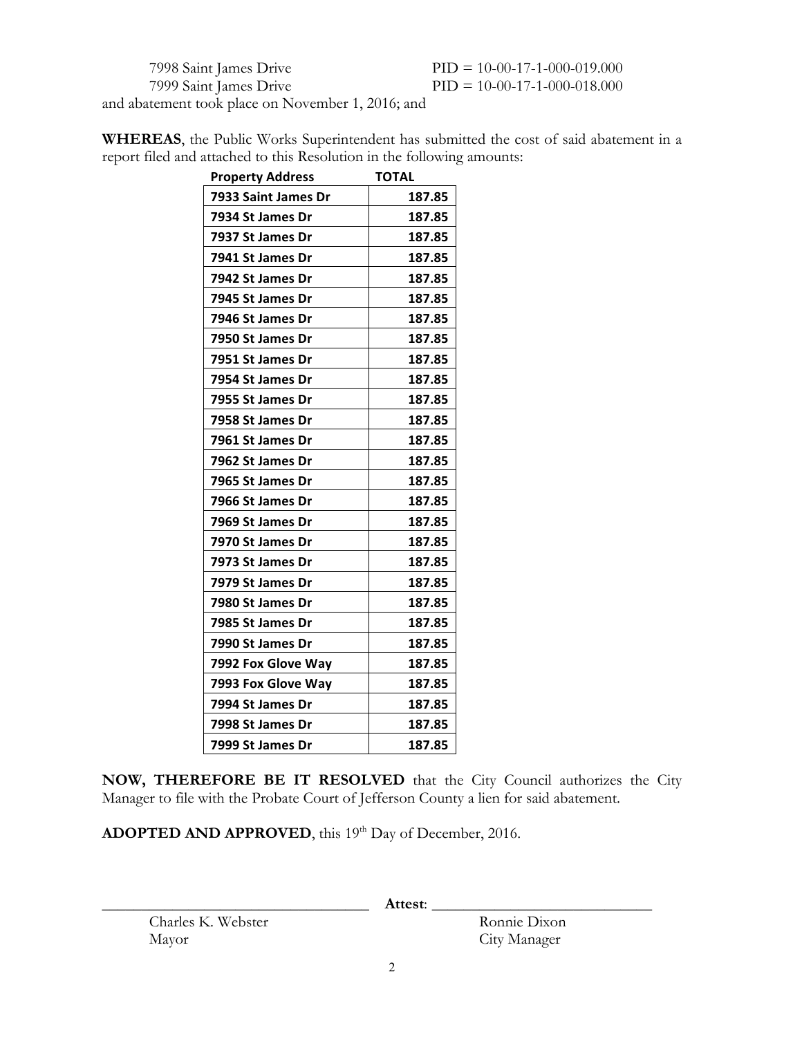7998 Saint James Drive PID = 10-00-17-1-000-019.000
7999 Saint James Drive PID = 10-00-17-1-000-018.000
and abatement took place on November 1, 2016; and

**WHEREAS**, the Public Works Superintendent has submitted the cost of said abatement in a report filed and attached to this Resolution in the following amounts:

| Property Address | TOTAL |
|---|---|
| 7933 Saint James Dr | 187.85 |
| 7934 St James Dr | 187.85 |
| 7937 St James Dr | 187.85 |
| 7941 St James Dr | 187.85 |
| 7942 St James Dr | 187.85 |
| 7945 St James Dr | 187.85 |
| 7946 St James Dr | 187.85 |
| 7950 St James Dr | 187.85 |
| 7951 St James Dr | 187.85 |
| 7954 St James Dr | 187.85 |
| 7955 St James Dr | 187.85 |
| 7958 St James Dr | 187.85 |
| 7961 St James Dr | 187.85 |
| 7962 St James Dr | 187.85 |
| 7965 St James Dr | 187.85 |
| 7966 St James Dr | 187.85 |
| 7969 St James Dr | 187.85 |
| 7970 St James Dr | 187.85 |
| 7973 St James Dr | 187.85 |
| 7979 St James Dr | 187.85 |
| 7980 St James Dr | 187.85 |
| 7985 St James Dr | 187.85 |
| 7990 St James Dr | 187.85 |
| 7992 Fox Glove Way | 187.85 |
| 7993 Fox Glove Way | 187.85 |
| 7994 St James Dr | 187.85 |
| 7998 St James Dr | 187.85 |
| 7999 St James Dr | 187.85 |

**NOW, THEREFORE BE IT RESOLVED** that the City Council authorizes the City Manager to file with the Probate Court of Jefferson County a lien for said abatement.

**ADOPTED AND APPROVED**, this 19th Day of December, 2016.

\_\_\_\_\_\_\_\_\_\_\_\_\_\_\_\_\_\_\_\_\_\_\_\_\_\_\_\_\_\_\_\_ **Attest**: \_\_\_\_\_\_\_\_\_\_\_\_\_\_\_\_\_\_\_\_\_\_\_\_\_\_\_\_\_\_\_\_

Charles K. Webster
Mayor

Ronnie Dixon
City Manager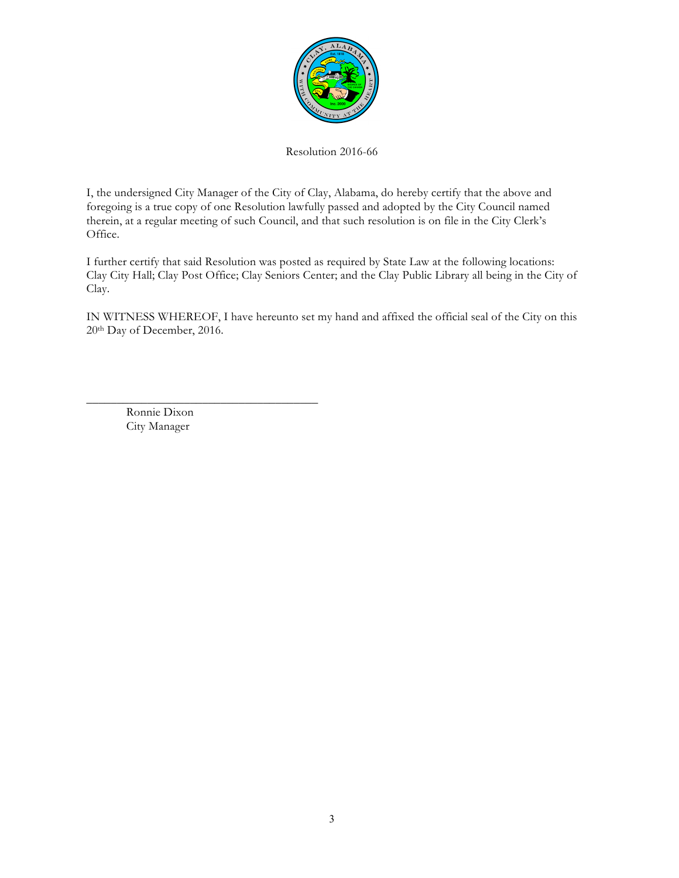Resolution 2016-66

I, the undersigned City Manager of the City of Clay, Alabama, do hereby certify that the above and foregoing is a true copy of one Resolution lawfully passed and adopted by the City Council named therein, at a regular meeting of such Council, and that such resolution is on file in the City Clerk's Office.

I further certify that said Resolution was posted as required by State Law at the following locations: Clay City Hall; Clay Post Office; Clay Seniors Center; and the Clay Public Library all being in the City of Clay.

IN WITNESS WHEREOF, I have hereunto set my hand and affixed the official seal of the City on this 20th Day of December, 2016.

\_\_\_\_\_\_\_\_\_\_\_\_\_\_\_\_\_\_\_\_\_\_\_\_\_\_\_\_\_\_\_\_\_\_\_\_\_\_\_\_

Ronnie Dixon
City Manager